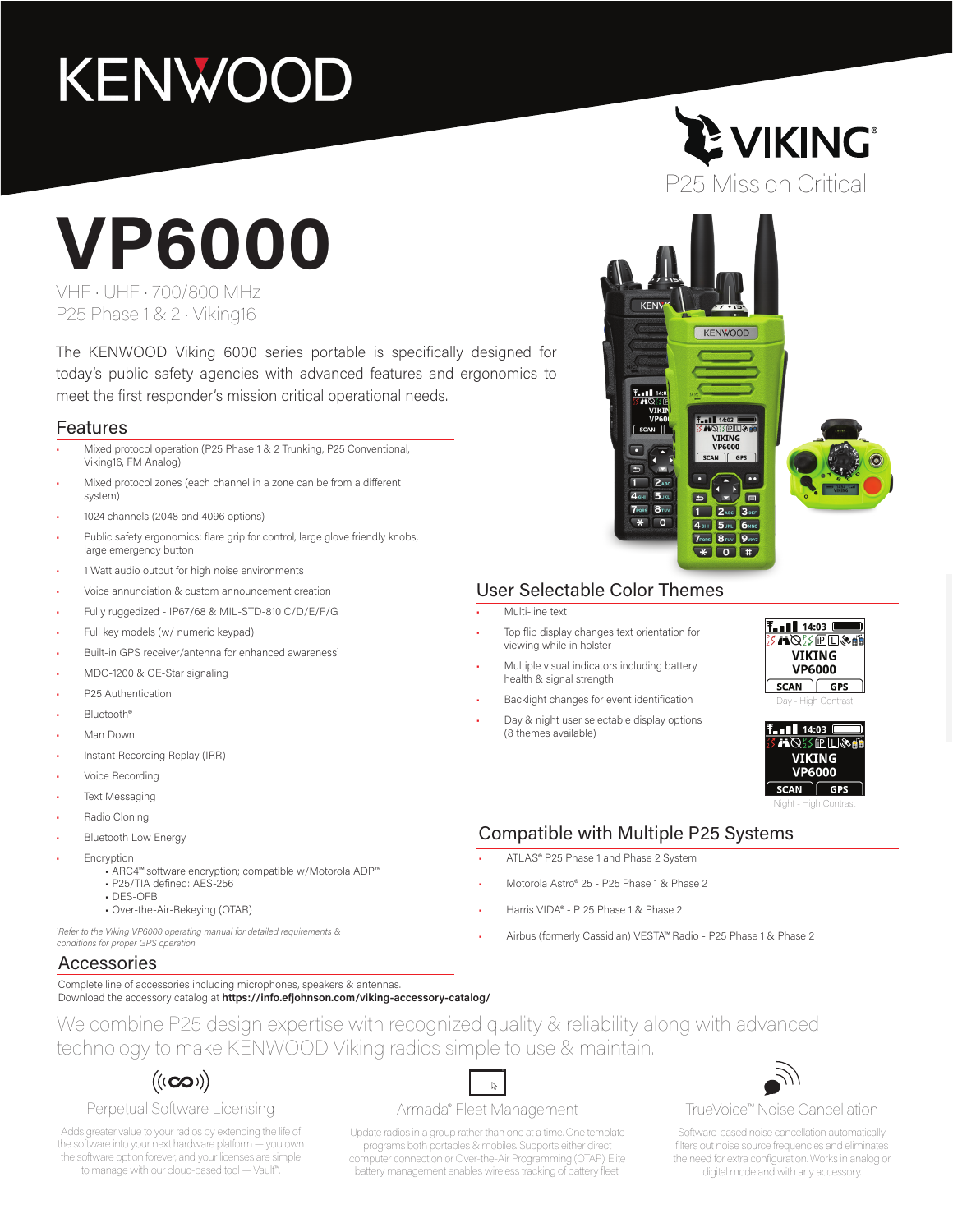# KENWOOD

VIKING®
P25 Mission Critical

# VP6000

VHF · UHF · 700/800 MHz
P25 Phase 1 & 2 · Viking16

The KENWOOD Viking 6000 series portable is specifically designed for today's public safety agencies with advanced features and ergonomics to meet the first responder's mission critical operational needs.

## Features

- Mixed protocol operation (P25 Phase 1 & 2 Trunking, P25 Conventional, Viking16, FM Analog)
- Mixed protocol zones (each channel in a zone can be from a different system)
- 1024 channels (2048 and 4096 options)
- Public safety ergonomics: flare grip for control, large glove friendly knobs, large emergency button
- 1 Watt audio output for high noise environments
- Voice annunciation & custom announcement creation
- Fully ruggedized - IP67/68 & MIL-STD-810 C/D/E/F/G
- Full key models (w/ numeric keypad)
- Built-in GPS receiver/antenna for enhanced awareness[1]
- MDC-1200 & GE-Star signaling
- P25 Authentication
- Bluetooth®
- Man Down
- Instant Recording Replay (IRR)
- Voice Recording
- Text Messaging
- Radio Cloning
- Bluetooth Low Energy
- Encryption
  - ARC4™ software encryption; compatible w/Motorola ADP™
  - P25/TIA defined: AES-256
  - DES-OFB
  - Over-the-Air-Rekeying (OTAR)

*[1]Refer to the Viking VP6000 operating manual for detailed requirements & conditions for proper GPS operation.*

## User Selectable Color Themes

- Multi-line text
- Top flip display changes text orientation for viewing while in holster
- Multiple visual indicators including battery health & signal strength
- Backlight changes for event identification
- Day & night user selectable display options (8 themes available)

Day - High Contrast

Night - High Contrast

## Compatible with Multiple P25 Systems

- ATLAS® P25 Phase 1 and Phase 2 System
- Motorola Astro® 25 - P25 Phase 1 & Phase 2
- Harris VIDA® - P 25 Phase 1 & Phase 2
- Airbus (formerly Cassidian) VESTA™ Radio - P25 Phase 1 & Phase 2

## Accessories

Complete line of accessories including microphones, speakers & antennas.
Download the accessory catalog at **https://info.efjohnson.com/viking-accessory-catalog/**

We combine P25 design expertise with recognized quality & reliability along with advanced technology to make KENWOOD Viking radios simple to use & maintain.

### Perpetual Software Licensing

Adds greater value to your radios by extending the life of the software into your next hardware platform — you own the software option forever, and your licenses are simple to manage with our cloud-based tool — Vault™.

### Armada® Fleet Management

Update radios in a group rather than one at a time. One template programs both portables & mobiles. Supports either direct computer connection or Over-the-Air Programming (OTAP). Elite battery management enables wireless tracking of battery fleet.

### TrueVoice™ Noise Cancellation

Software-based noise cancellation automatically filters out noise source frequencies and eliminates the need for extra configuration. Works in analog or digital mode and with any accessory.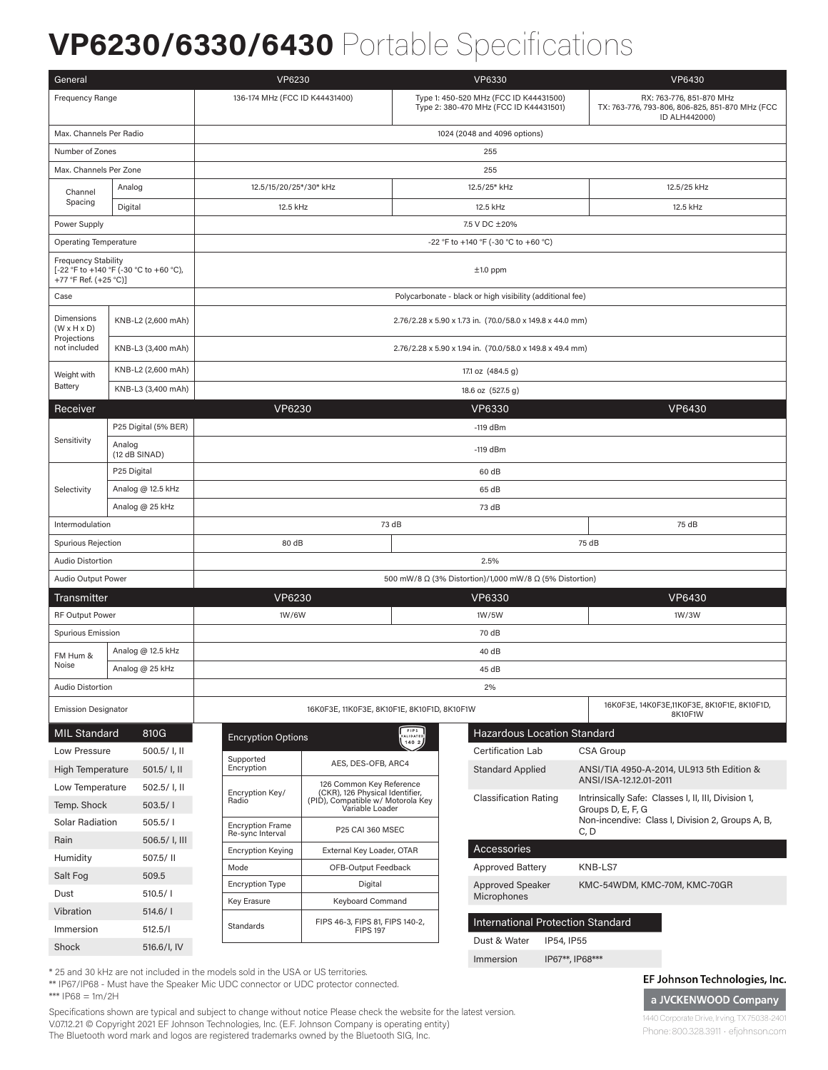# VP6230/6330/6430 Portable Specifications

| General | | VP6230 | VP6330 | VP6430 |
|---|---|---|---|---|
| Frequency Range | | 136-174 MHz (FCC ID K44431400) | Type 1: 450-520 MHz (FCC ID K44431500) Type 2: 380-470 MHz (FCC ID K44431501) | RX: 763-776, 851-870 MHz TX: 763-776, 793-806, 806-825, 851-870 MHz (FCC ID ALH442000) |
| Max. Channels Per Radio | | 1024 (2048 and 4096 options) | | |
| Number of Zones | | 255 | | |
| Max. Channels Per Zone | | 255 | | |
| Channel Spacing | Analog | 12.5/15/20/25*/30* kHz | 12.5/25* kHz | 12.5/25 kHz |
| | Digital | 12.5 kHz | 12.5 kHz | 12.5 kHz |
| Power Supply | | 7.5 V DC ±20% | | |
| Operating Temperature | | -22 °F to +140 °F (-30 °C to +60 °C) | | |
| Frequency Stability [-22 °F to +140 °F (-30 °C to +60 °C), +77 °F Ref. (+25 °C)] | | ±1.0 ppm | | |
| Case | | Polycarbonate - black or high visibility (additional fee) | | |
| Dimensions (W x H x D) Projections not included | KNB-L2 (2,600 mAh) | 2.76/2.28 x 5.90 x 1.73 in. (70.0/58.0 x 149.8 x 44.0 mm) | | |
| | KNB-L3 (3,400 mAh) | 2.76/2.28 x 5.90 x 1.94 in. (70.0/58.0 x 149.8 x 49.4 mm) | | |
| Weight with Battery | KNB-L2 (2,600 mAh) | 17.1 oz (484.5 g) | | |
| | KNB-L3 (3,400 mAh) | 18.6 oz (527.5 g) | | |
| **Receiver** | | **VP6230** | **VP6330** | **VP6430** |
| Sensitivity | P25 Digital (5% BER) | -119 dBm | | |
| | Analog (12 dB SINAD) | -119 dBm | | |
| Selectivity | P25 Digital | 60 dB | | |
| | Analog @ 12.5 kHz | 65 dB | | |
| | Analog @ 25 kHz | 73 dB | | |
| Intermodulation | | 73 dB | 73 dB | 75 dB |
| Spurious Rejection | | 80 dB | 75 dB | 75 dB |
| Audio Distortion | | 2.5% | | |
| Audio Output Power | | 500 mW/8 Ω (3% Distortion)/1,000 mW/8 Ω (5% Distortion) | | |
| **Transmitter** | | **VP6230** | **VP6330** | **VP6430** |
| RF Output Power | | 1W/6W | 1W/5W | 1W/3W |
| Spurious Emission | | 70 dB | | |
| FM Hum & Noise | Analog @ 12.5 kHz | 40 dB | | |
| | Analog @ 25 kHz | 45 dB | | |
| Audio Distortion | | 2% | | |
| Emission Designator | | 16K0F3E, 11K0F3E, 8K10F1E, 8K10F1D, 8K10F1W | 16K0F3E, 11K0F3E, 8K10F1E, 8K10F1D, 8K10F1W | 16K0F3E, 14K0F3E,11K0F3E, 8K10F1E, 8K10F1D, 8K10F1W |

| MIL Standard | 810G |
|---|---|
| Low Pressure | 500.5/ I, II |
| High Temperature | 501.5/ I, II |
| Low Temperature | 502.5/ I, II |
| Temp. Shock | 503.5/ I |
| Solar Radiation | 505.5/ I |
| Rain | 506.5/ I, III |
| Humidity | 507.5/ II |
| Salt Fog | 509.5 |
| Dust | 510.5/ I |
| Vibration | 514.6/ I |
| Immersion | 512.5/I |
| Shock | 516.6/I, IV |

| Encryption Options (FIPS Validated 140-2) | |
|---|---|
| Supported Encryption | AES, DES-OFB, ARC4 |
| Encryption Key/Radio | 126 Common Key Reference (CKR), 126 Physical Identifier, (PID), Compatible w/ Motorola Key Variable Loader |
| Encryption Frame Re-sync Interval | P25 CAI 360 MSEC |
| Encryption Keying | External Key Loader, OTAR |
| Mode | OFB-Output Feedback |
| Encryption Type | Digital |
| Key Erasure | Keyboard Command |
| Standards | FIPS 46-3, FIPS 81, FIPS 140-2, FIPS 197 |

| Hazardous Location Standard | |
|---|---|
| Certification Lab | CSA Group |
| Standard Applied | ANSI/TIA 4950-A-2014, UL913 5th Edition & ANSI/ISA-12.12.01-2011 |
| Classification Rating | Intrinsically Safe: Classes I, II, III, Division 1, Groups D, E, F, G Non-incendive: Class I, Division 2, Groups A, B, C, D |

| Accessories | |
|---|---|
| Approved Battery | KNB-LS7 |
| Approved Speaker Microphones | KMC-54WDM, KMC-70M, KMC-70GR |

| International Protection Standard | |
|---|---|
| Dust & Water | IP54, IP55 |
| Immersion | IP67**, IP68*** |

* 25 and 30 kHz are not included in the models sold in the USA or US territories.
** IP67/IP68 - Must have the Speaker Mic UDC connector or UDC protector connected.
*** IP68 = 1m/2H

Specifications shown are typical and subject to change without notice Please check the website for the latest version.
V.07.12.21 © Copyright 2021 EF Johnson Technologies, Inc. (E.F. Johnson Company is operating entity)
The Bluetooth word mark and logos are registered trademarks owned by the Bluetooth SIG, Inc.

**EF Johnson Technologies, Inc.**
a JVCKENWOOD Company
1440 Corporate Drive, Irving, TX 75038-2401
Phone: 800.328.3911 · efjohnson.com